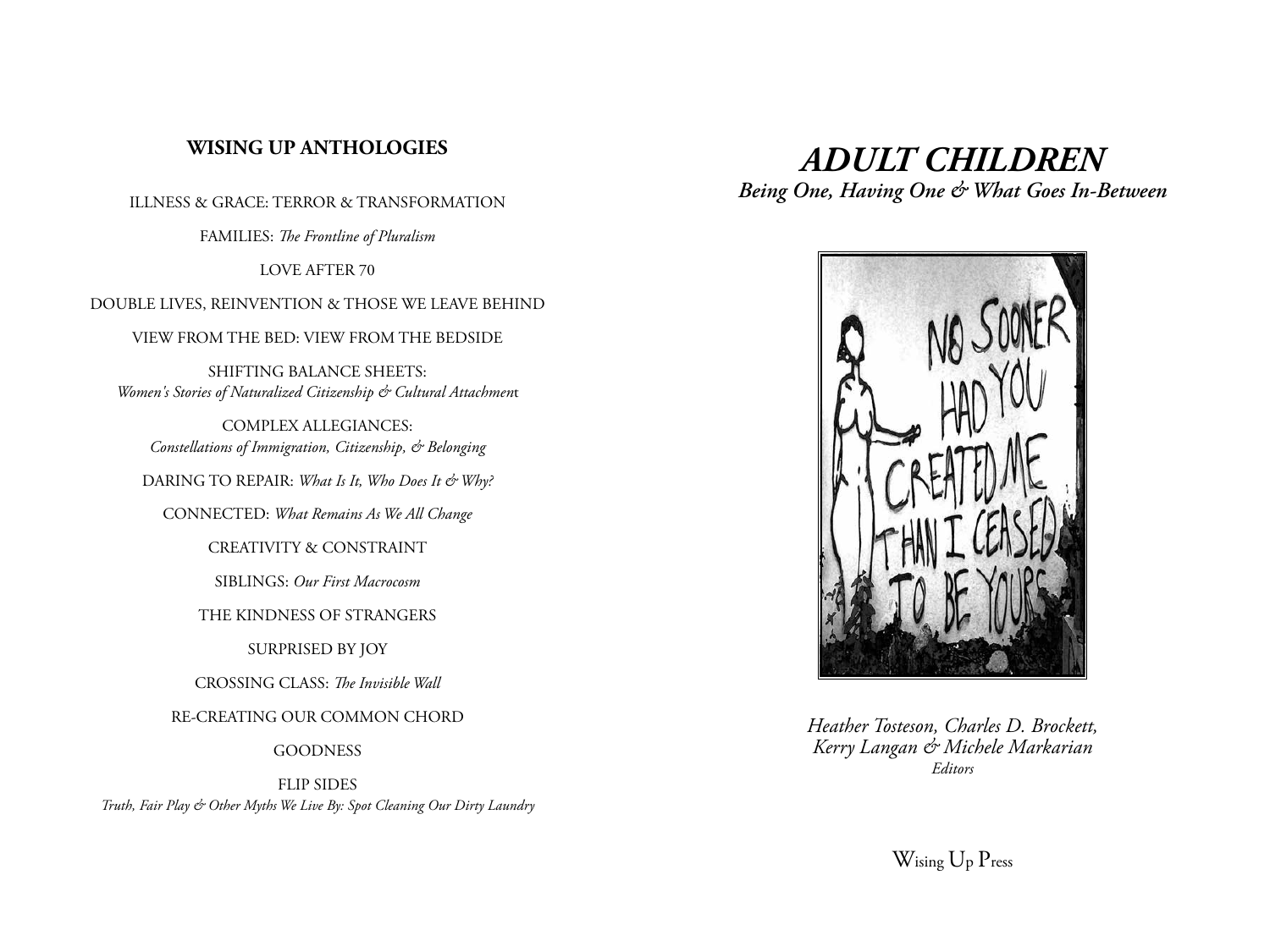**WISING UP ANTHOLOGIES**

ILLNESS & GRACE: TERROR & TRANSFORMATION

FAMILIES: *The Frontline of Pluralism*

LOVE AFTER 70

DOUBLE LIVES, REINVENTION & THOSE WE LEAVE BEHIND

VIEW FROM THE BED: VIEW FROM THE BEDSIDE

SHIFTING BALANCE SHEETS:
*Women's Stories of Naturalized Citizenship & Cultural Attachment*

COMPLEX ALLEGIANCES:
*Constellations of Immigration, Citizenship, & Belonging*

DARING TO REPAIR: *What Is It, Who Does It & Why?*

CONNECTED: *What Remains As We All Change*

CREATIVITY & CONSTRAINT

SIBLINGS: *Our First Macrocosm*

THE KINDNESS OF STRANGERS

SURPRISED BY JOY

CROSSING CLASS: *The Invisible Wall*

RE-CREATING OUR COMMON CHORD

GOODNESS

FLIP SIDES
*Truth, Fair Play & Other Myths We Live By: Spot Cleaning Our Dirty Laundry*

# *ADULT CHILDREN*

## *Being One, Having One & What Goes In-Between*

*Heather Tosteson, Charles D. Brockett,*
*Kerry Langan & Michele Markarian*
*Editors*

Wising Up Press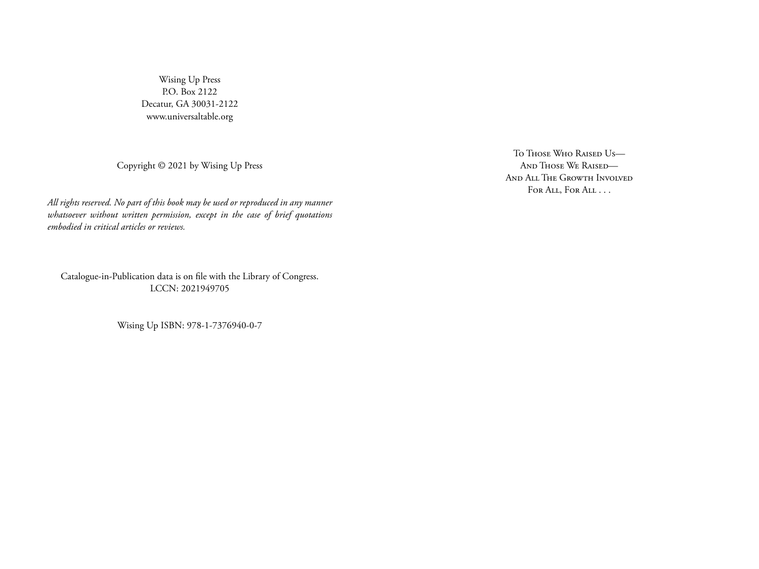Wising Up Press
P.O. Box 2122
Decatur, GA 30031-2122
www.universaltable.org

Copyright © 2021 by Wising Up Press

*All rights reserved. No part of this book may be used or reproduced in any manner whatsoever without written permission, except in the case of brief quotations embodied in critical articles or reviews.*

Catalogue-in-Publication data is on file with the Library of Congress.
LCCN: 2021949705

Wising Up ISBN: 978-1-7376940-0-7

To Those Who Raised Us—
And Those We Raised—
And All The Growth Involved
For All, For All . . .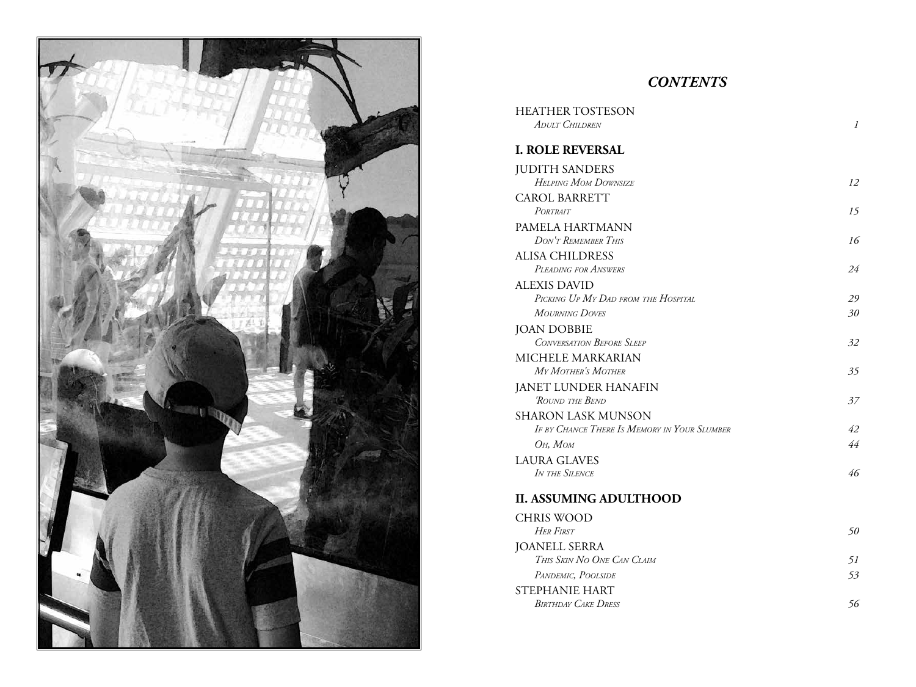# *CONTENTS*

HEATHER TOSTESON
*Adult Children* 1

## I. ROLE REVERSAL

JUDITH SANDERS
*Helping Mom Downsize* 12

CAROL BARRETT
*Portrait* 15

PAMELA HARTMANN
*Don't Remember This* 16

ALISA CHILDRESS
*Pleading for Answers* 24

ALEXIS DAVID
*Picking Up My Dad from the Hospital* 29
*Mourning Doves* 30

JOAN DOBBIE
*Conversation Before Sleep* 32

MICHELE MARKARIAN
*My Mother's Mother* 35

JANET LUNDER HANAFIN
*'Round the Bend* 37

SHARON LASK MUNSON
*If by Chance There Is Memory in Your Slumber* 42
*Oh, Mom* 44

LAURA GLAVES
*In the Silence* 46

## II. ASSUMING ADULTHOOD

CHRIS WOOD
*Her First* 50

JOANELL SERRA
*This Skin No One Can Claim* 51
*Pandemic, Poolside* 53

STEPHANIE HART
*Birthday Cake Dress* 56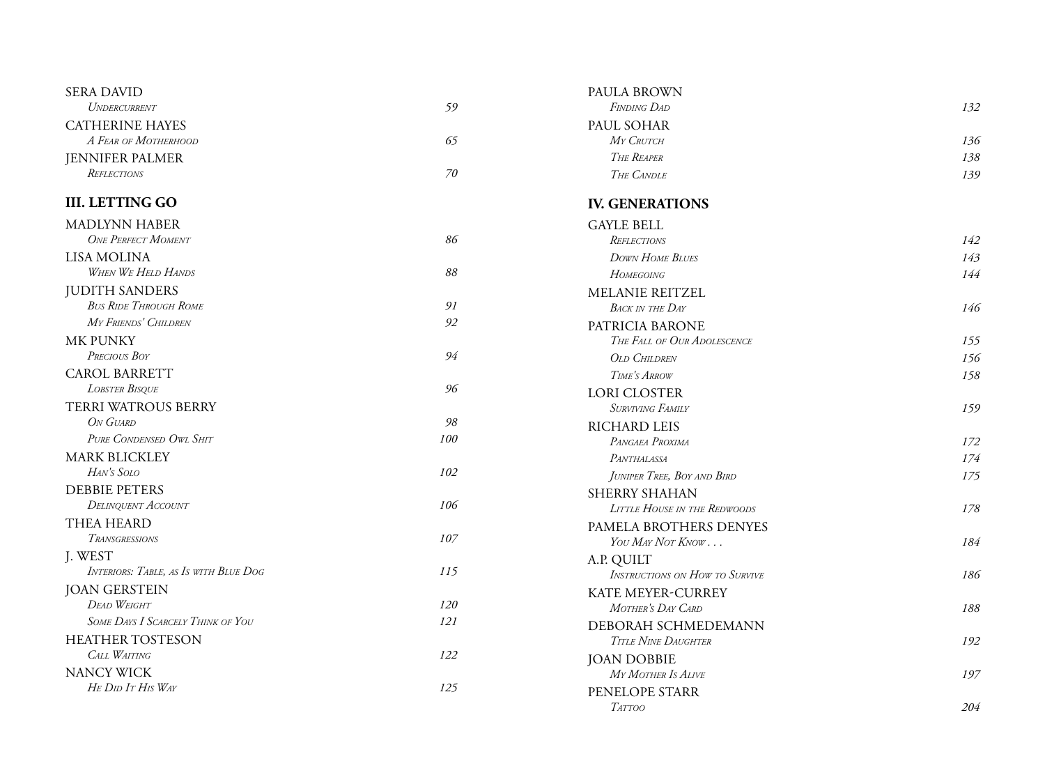SERA DAVID
*Undercurrent* 59

CATHERINE HAYES
*A Fear of Motherhood* 65

JENNIFER PALMER
*Reflections* 70

## III. LETTING GO

MADLYNN HABER
*One Perfect Moment* 86

LISA MOLINA
*When We Held Hands* 88

JUDITH SANDERS
*Bus Ride Through Rome* 91
*My Friends' Children* 92

MK PUNKY
*Precious Boy* 94

CAROL BARRETT
*Lobster Bisque* 96

TERRI WATROUS BERRY
*On Guard* 98
*Pure Condensed Owl Shit* 100

MARK BLICKLEY
*Han's Solo* 102

DEBBIE PETERS
*Delinquent Account* 106

THEA HEARD
*Transgressions* 107

J. WEST
*Interiors: Table, as Is with Blue Dog* 115

JOAN GERSTEIN
*Dead Weight* 120
*Some Days I Scarcely Think of You* 121

HEATHER TOSTESON
*Call Waiting* 122

NANCY WICK
*He Did It His Way* 125

PAULA BROWN
*Finding Dad* 132

PAUL SOHAR
*My Crutch* 136
*The Reaper* 138
*The Candle* 139

## IV. GENERATIONS

GAYLE BELL
*Reflections* 142
*Down Home Blues* 143
*Homegoing* 144

MELANIE REITZEL
*Back in the Day* 146

PATRICIA BARONE
*The Fall of Our Adolescence* 155
*Old Children* 156
*Time's Arrow* 158

LORI CLOSTER
*Surviving Family* 159

RICHARD LEIS
*Pangaea Proxima* 172
*Panthalassa* 174
*Juniper Tree, Boy and Bird* 175

SHERRY SHAHAN
*Little House in the Redwoods* 178

PAMELA BROTHERS DENYES
*You May Not Know . . .* 184

A.P. QUILT
*Instructions on How to Survive* 186

KATE MEYER-CURREY
*Mother's Day Card* 188

DEBORAH SCHMEDEMANN
*Title Nine Daughter* 192

JOAN DOBBIE
*My Mother Is Alive* 197

PENELOPE STARR
*Tattoo* 204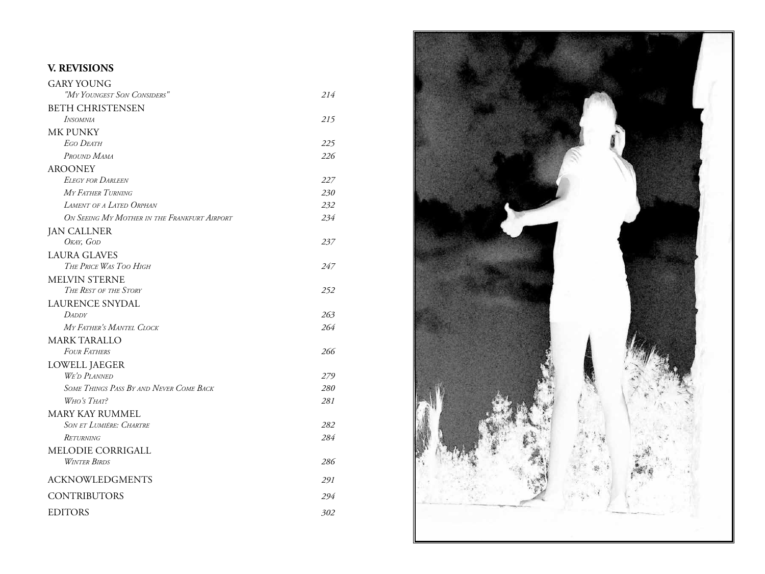## V. REVISIONS

GARY YOUNG
- *"My Youngest Son Considers"* 214

BETH CHRISTENSEN
- *Insomnia* 215

MK PUNKY
- *Ego Death* 225
- *Pround Mama* 226

AROONEY
- *Elegy for Darleen* 227
- *My Father Turning* 230
- *Lament of a Lated Orphan* 232
- *On Seeing My Mother in the Frankfurt Airport* 234

JAN CALLNER
- *Okay, God* 237

LAURA GLAVES
- *The Price Was Too High* 247

MELVIN STERNE
- *The Rest of the Story* 252

LAURENCE SNYDAL
- *Daddy* 263
- *My Father's Mantel Clock* 264

MARK TARALLO
- *Four Fathers* 266

LOWELL JAEGER
- *We'd Planned* 279
- *Some Things Pass By and Never Come Back* 280
- *Who's That?* 281

MARY KAY RUMMEL
- *Son et Lumiére: Chartre* 282
- *Returning* 284

MELODIE CORRIGALL
- *Winter Birds* 286

ACKNOWLEDGMENTS 291

CONTRIBUTORS 294

EDITORS 302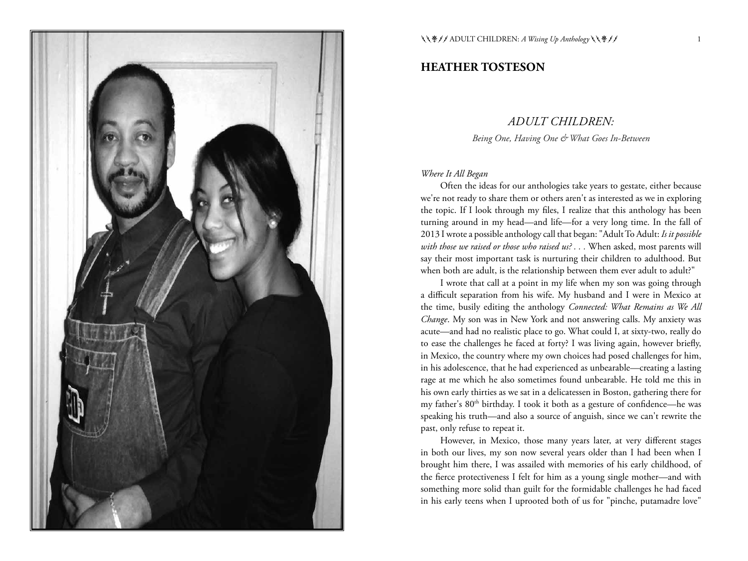## HEATHER TOSTESON

### *ADULT CHILDREN:*

*Being One, Having One & What Goes In-Between*

*Where It All Began*

Often the ideas for our anthologies take years to gestate, either because we're not ready to share them or others aren't as interested as we in exploring the topic. If I look through my files, I realize that this anthology has been turning around in my head—and life—for a very long time. In the fall of 2013 I wrote a possible anthology call that began: "Adult To Adult: *Is it possible with those we raised or those who raised us? . . .* When asked, most parents will say their most important task is nurturing their children to adulthood. But when both are adult, is the relationship between them ever adult to adult?"

I wrote that call at a point in my life when my son was going through a difficult separation from his wife. My husband and I were in Mexico at the time, busily editing the anthology *Connected: What Remains as We All Change*. My son was in New York and not answering calls. My anxiety was acute—and had no realistic place to go. What could I, at sixty-two, really do to ease the challenges he faced at forty? I was living again, however briefly, in Mexico, the country where my own choices had posed challenges for him, in his adolescence, that he had experienced as unbearable—creating a lasting rage at me which he also sometimes found unbearable. He told me this in his own early thirties as we sat in a delicatessen in Boston, gathering there for my father's 80th birthday. I took it both as a gesture of confidence—he was speaking his truth—and also a source of anguish, since we can't rewrite the past, only refuse to repeat it.

However, in Mexico, those many years later, at very different stages in both our lives, my son now several years older than I had been when I brought him there, I was assailed with memories of his early childhood, of the fierce protectiveness I felt for him as a young single mother—and with something more solid than guilt for the formidable challenges he had faced in his early teens when I uprooted both of us for "pinche, putamadre love"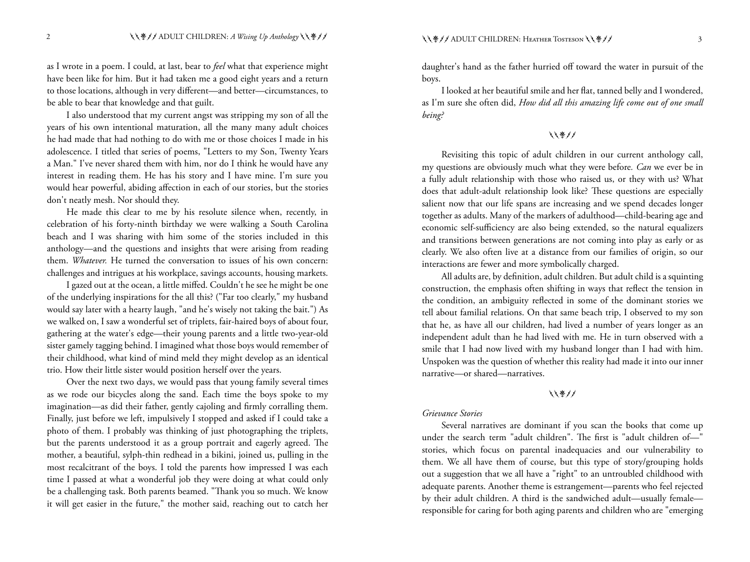as I wrote in a poem. I could, at last, bear to *feel* what that experience might have been like for him. But it had taken me a good eight years and a return to those locations, although in very different—and better—circumstances, to be able to bear that knowledge and that guilt.

I also understood that my current angst was stripping my son of all the years of his own intentional maturation, all the many many adult choices he had made that had nothing to do with me or those choices I made in his adolescence. I titled that series of poems, "Letters to my Son, Twenty Years a Man." I've never shared them with him, nor do I think he would have any interest in reading them. He has his story and I have mine. I'm sure you would hear powerful, abiding affection in each of our stories, but the stories don't neatly mesh. Nor should they.

He made this clear to me by his resolute silence when, recently, in celebration of his forty-ninth birthday we were walking a South Carolina beach and I was sharing with him some of the stories included in this anthology—and the questions and insights that were arising from reading them. *Whatever.* He turned the conversation to issues of his own concern: challenges and intrigues at his workplace, savings accounts, housing markets.

I gazed out at the ocean, a little miffed. Couldn't he see he might be one of the underlying inspirations for the all this? ("Far too clearly," my husband would say later with a hearty laugh, "and he's wisely not taking the bait.") As we walked on, I saw a wonderful set of triplets, fair-haired boys of about four, gathering at the water's edge—their young parents and a little two-year-old sister gamely tagging behind. I imagined what those boys would remember of their childhood, what kind of mind meld they might develop as an identical trio. How their little sister would position herself over the years.

Over the next two days, we would pass that young family several times as we rode our bicycles along the sand. Each time the boys spoke to my imagination—as did their father, gently cajoling and firmly corralling them. Finally, just before we left, impulsively I stopped and asked if I could take a photo of them. I probably was thinking of just photographing the triplets, but the parents understood it as a group portrait and eagerly agreed. The mother, a beautiful, sylph-thin redhead in a bikini, joined us, pulling in the most recalcitrant of the boys. I told the parents how impressed I was each time I passed at what a wonderful job they were doing at what could only be a challenging task. Both parents beamed. "Thank you so much. We know it will get easier in the future," the mother said, reaching out to catch her daughter's hand as the father hurried off toward the water in pursuit of the boys.

I looked at her beautiful smile and her flat, tanned belly and I wondered, as I'm sure she often did, *How did all this amazing life come out of one small being?*

---

Revisiting this topic of adult children in our current anthology call, my questions are obviously much what they were before. *Can* we ever be in a fully adult relationship with those who raised us, or they with us? What does that adult-adult relationship look like? These questions are especially salient now that our life spans are increasing and we spend decades longer together as adults. Many of the markers of adulthood—child-bearing age and economic self-sufficiency are also being extended, so the natural equalizers and transitions between generations are not coming into play as early or as clearly. We also often live at a distance from our families of origin, so our interactions are fewer and more symbolically charged.

All adults are, by definition, adult children. But adult child is a squinting construction, the emphasis often shifting in ways that reflect the tension in the condition, an ambiguity reflected in some of the dominant stories we tell about familial relations. On that same beach trip, I observed to my son that he, as have all our children, had lived a number of years longer as an independent adult than he had lived with me. He in turn observed with a smile that I had now lived with my husband longer than I had with him. Unspoken was the question of whether this reality had made it into our inner narrative—or shared—narratives.

---

*Grievance Stories*

Several narratives are dominant if you scan the books that come up under the search term "adult children". The first is "adult children of—" stories, which focus on parental inadequacies and our vulnerability to them. We all have them of course, but this type of story/grouping holds out a suggestion that we all have a "right" to an untroubled childhood with adequate parents. Another theme is estrangement—parents who feel rejected by their adult children. A third is the sandwiched adult—usually female—responsible for caring for both aging parents and children who are "emerging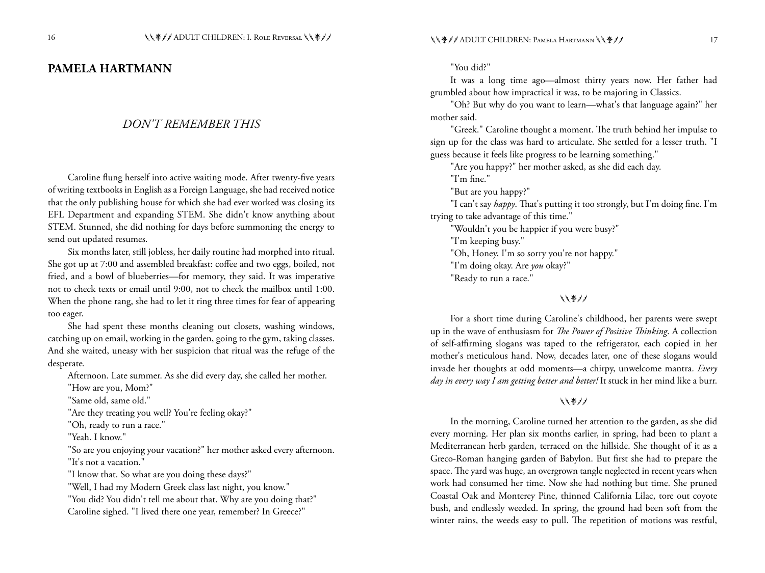## PAMELA HARTMANN

### *DON'T REMEMBER THIS*

Caroline flung herself into active waiting mode. After twenty-five years of writing textbooks in English as a Foreign Language, she had received notice that the only publishing house for which she had ever worked was closing its EFL Department and expanding STEM. She didn't know anything about STEM. Stunned, she did nothing for days before summoning the energy to send out updated resumes.

Six months later, still jobless, her daily routine had morphed into ritual. She got up at 7:00 and assembled breakfast: coffee and two eggs, boiled, not fried, and a bowl of blueberries—for memory, they said. It was imperative not to check texts or email until 9:00, not to check the mailbox until 1:00. When the phone rang, she had to let it ring three times for fear of appearing too eager.

She had spent these months cleaning out closets, washing windows, catching up on email, working in the garden, going to the gym, taking classes. And she waited, uneasy with her suspicion that ritual was the refuge of the desperate.

Afternoon. Late summer. As she did every day, she called her mother.

"How are you, Mom?"

"Same old, same old."

"Are they treating you well? You're feeling okay?"

"Oh, ready to run a race."

"Yeah. I know."

"So are you enjoying your vacation?" her mother asked every afternoon.

"It's not a vacation."

"I know that. So what are you doing these days?"

"Well, I had my Modern Greek class last night, you know."

"You did? You didn't tell me about that. Why are you doing that?"

Caroline sighed. "I lived there one year, remember? In Greece?"

"You did?"

It was a long time ago—almost thirty years now. Her father had grumbled about how impractical it was, to be majoring in Classics.

"Oh? But why do you want to learn—what's that language again?" her mother said.

"Greek." Caroline thought a moment. The truth behind her impulse to sign up for the class was hard to articulate. She settled for a lesser truth. "I guess because it feels like progress to be learning something."

"Are you happy?" her mother asked, as she did each day.

"I'm fine."

"But are you happy?"

"I can't say *happy*. That's putting it too strongly, but I'm doing fine. I'm trying to take advantage of this time."

"Wouldn't you be happier if you were busy?"

"I'm keeping busy."

"Oh, Honey, I'm so sorry you're not happy."

"I'm doing okay. Are *you* okay?"

"Ready to run a race."

For a short time during Caroline's childhood, her parents were swept up in the wave of enthusiasm for *The Power of Positive Thinking*. A collection of self-affirming slogans was taped to the refrigerator, each copied in her mother's meticulous hand. Now, decades later, one of these slogans would invade her thoughts at odd moments—a chirpy, unwelcome mantra. *Every day in every way I am getting better and better!* It stuck in her mind like a burr.

In the morning, Caroline turned her attention to the garden, as she did every morning. Her plan six months earlier, in spring, had been to plant a Mediterranean herb garden, terraced on the hillside. She thought of it as a Greco-Roman hanging garden of Babylon. But first she had to prepare the space. The yard was huge, an overgrown tangle neglected in recent years when work had consumed her time. Now she had nothing but time. She pruned Coastal Oak and Monterey Pine, thinned California Lilac, tore out coyote bush, and endlessly weeded. In spring, the ground had been soft from the winter rains, the weeds easy to pull. The repetition of motions was restful,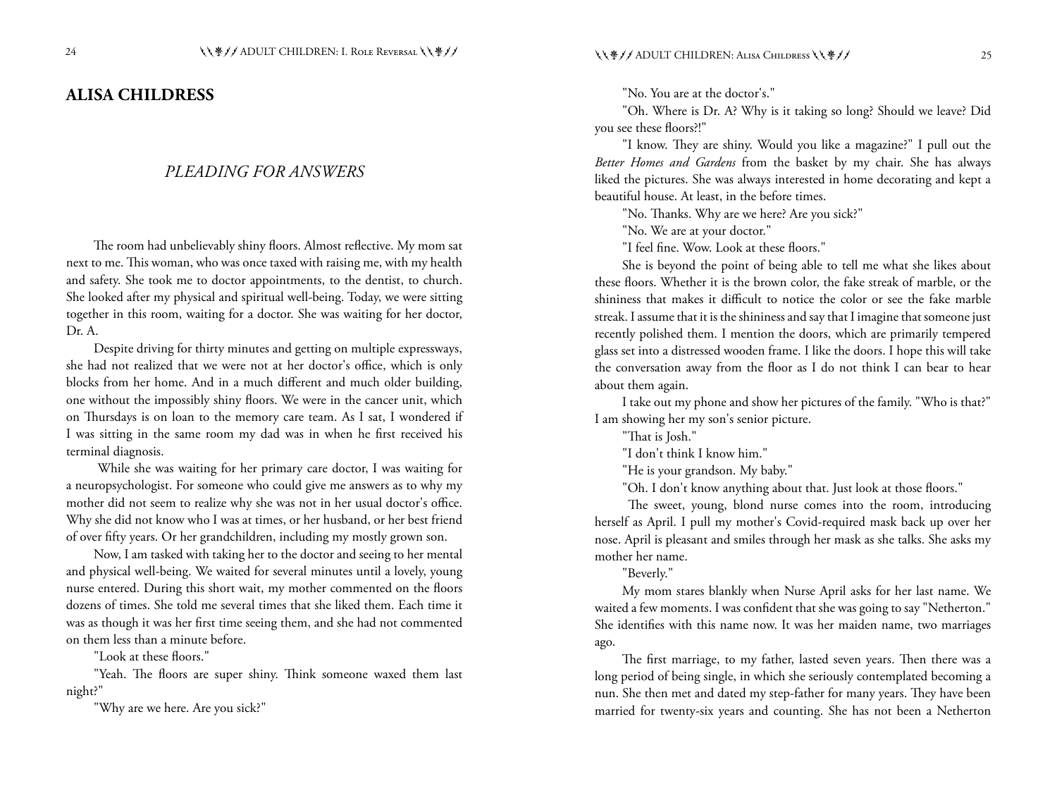## ALISA CHILDRESS

### *PLEADING FOR ANSWERS*

The room had unbelievably shiny floors. Almost reflective. My mom sat next to me. This woman, who was once taxed with raising me, with my health and safety. She took me to doctor appointments, to the dentist, to church. She looked after my physical and spiritual well-being. Today, we were sitting together in this room, waiting for a doctor. She was waiting for her doctor, Dr. A.

Despite driving for thirty minutes and getting on multiple expressways, she had not realized that we were not at her doctor's office, which is only blocks from her home. And in a much different and much older building, one without the impossibly shiny floors. We were in the cancer unit, which on Thursdays is on loan to the memory care team. As I sat, I wondered if I was sitting in the same room my dad was in when he first received his terminal diagnosis.

While she was waiting for her primary care doctor, I was waiting for a neuropsychologist. For someone who could give me answers as to why my mother did not seem to realize why she was not in her usual doctor's office. Why she did not know who I was at times, or her husband, or her best friend of over fifty years. Or her grandchildren, including my mostly grown son.

Now, I am tasked with taking her to the doctor and seeing to her mental and physical well-being. We waited for several minutes until a lovely, young nurse entered. During this short wait, my mother commented on the floors dozens of times. She told me several times that she liked them. Each time it was as though it was her first time seeing them, and she had not commented on them less than a minute before.

"Look at these floors."

"Yeah. The floors are super shiny. Think someone waxed them last night?"

"Why are we here. Are you sick?"

"No. You are at the doctor's."

"Oh. Where is Dr. A? Why is it taking so long? Should we leave? Did you see these floors?!"

"I know. They are shiny. Would you like a magazine?" I pull out the *Better Homes and Gardens* from the basket by my chair. She has always liked the pictures. She was always interested in home decorating and kept a beautiful house. At least, in the before times.

"No. Thanks. Why are we here? Are you sick?"

"No. We are at your doctor."

"I feel fine. Wow. Look at these floors."

She is beyond the point of being able to tell me what she likes about these floors. Whether it is the brown color, the fake streak of marble, or the shininess that makes it difficult to notice the color or see the fake marble streak. I assume that it is the shininess and say that I imagine that someone just recently polished them. I mention the doors, which are primarily tempered glass set into a distressed wooden frame. I like the doors. I hope this will take the conversation away from the floor as I do not think I can bear to hear about them again.

I take out my phone and show her pictures of the family. "Who is that?" I am showing her my son's senior picture.

"That is Josh."

"I don't think I know him."

"He is your grandson. My baby."

"Oh. I don't know anything about that. Just look at those floors."

The sweet, young, blond nurse comes into the room, introducing herself as April. I pull my mother's Covid-required mask back up over her nose. April is pleasant and smiles through her mask as she talks. She asks my mother her name.

"Beverly."

My mom stares blankly when Nurse April asks for her last name. We waited a few moments. I was confident that she was going to say "Netherton." She identifies with this name now. It was her maiden name, two marriages ago.

The first marriage, to my father, lasted seven years. Then there was a long period of being single, in which she seriously contemplated becoming a nun. She then met and dated my step-father for many years. They have been married for twenty-six years and counting. She has not been a Netherton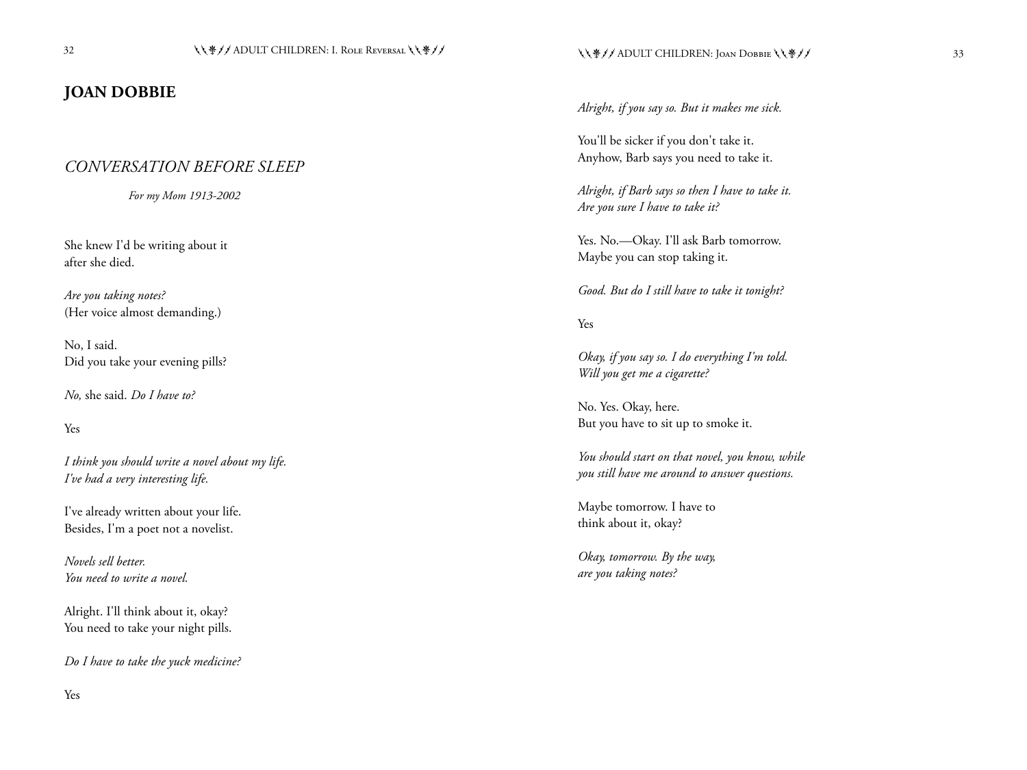## JOAN DOBBIE

### *CONVERSATION BEFORE SLEEP*

*For my Mom 1913-2002*

She knew I'd be writing about it
after she died.

*Are you taking notes?*
(Her voice almost demanding.)

No, I said.
Did you take your evening pills?

*No,* she said. *Do I have to?*

Yes

*I think you should write a novel about my life.*
*I've had a very interesting life.*

I've already written about your life.
Besides, I'm a poet not a novelist.

*Novels sell better.*
*You need to write a novel.*

Alright. I'll think about it, okay?
You need to take your night pills.

*Do I have to take the yuck medicine?*

Yes

*Alright, if you say so. But it makes me sick.*

You'll be sicker if you don't take it.
Anyhow, Barb says you need to take it.

*Alright, if Barb says so then I have to take it.*
*Are you sure I have to take it?*

Yes. No.—Okay. I'll ask Barb tomorrow.
Maybe you can stop taking it.

*Good. But do I still have to take it tonight?*

Yes

*Okay, if you say so. I do everything I'm told.*
*Will you get me a cigarette?*

No. Yes. Okay, here.
But you have to sit up to smoke it.

*You should start on that novel, you know, while*
*you still have me around to answer questions.*

Maybe tomorrow. I have to
think about it, okay?

*Okay, tomorrow. By the way,*
*are you taking notes?*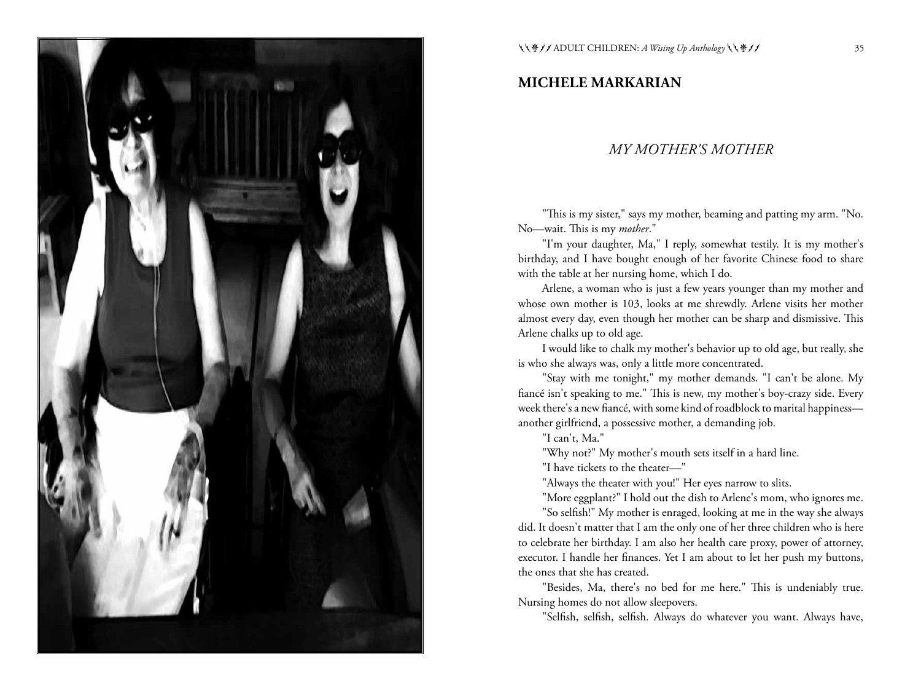## MICHELE MARKARIAN

### *MY MOTHER'S MOTHER*

"This is my sister," says my mother, beaming and patting my arm. "No. No—wait. This is my *mother*."

"I'm your daughter, Ma," I reply, somewhat testily. It is my mother's birthday, and I have bought enough of her favorite Chinese food to share with the table at her nursing home, which I do.

Arlene, a woman who is just a few years younger than my mother and whose own mother is 103, looks at me shrewdly. Arlene visits her mother almost every day, even though her mother can be sharp and dismissive. This Arlene chalks up to old age.

I would like to chalk my mother's behavior up to old age, but really, she is who she always was, only a little more concentrated.

"Stay with me tonight," my mother demands. "I can't be alone. My fiancé isn't speaking to me." This is new, my mother's boy-crazy side. Every week there's a new fiancé, with some kind of roadblock to marital happiness—another girlfriend, a possessive mother, a demanding job.

"I can't, Ma."

"Why not?" My mother's mouth sets itself in a hard line.

"I have tickets to the theater—"

"Always the theater with you!" Her eyes narrow to slits.

"More eggplant?" I hold out the dish to Arlene's mom, who ignores me.

"So selfish!" My mother is enraged, looking at me in the way she always did. It doesn't matter that I am the only one of her three children who is here to celebrate her birthday. I am also her health care proxy, power of attorney, executor. I handle her finances. Yet I am about to let her push my buttons, the ones that she has created.

"Besides, Ma, there's no bed for me here." This is undeniably true. Nursing homes do not allow sleepovers.

"Selfish, selfish, selfish. Always do whatever you want. Always have,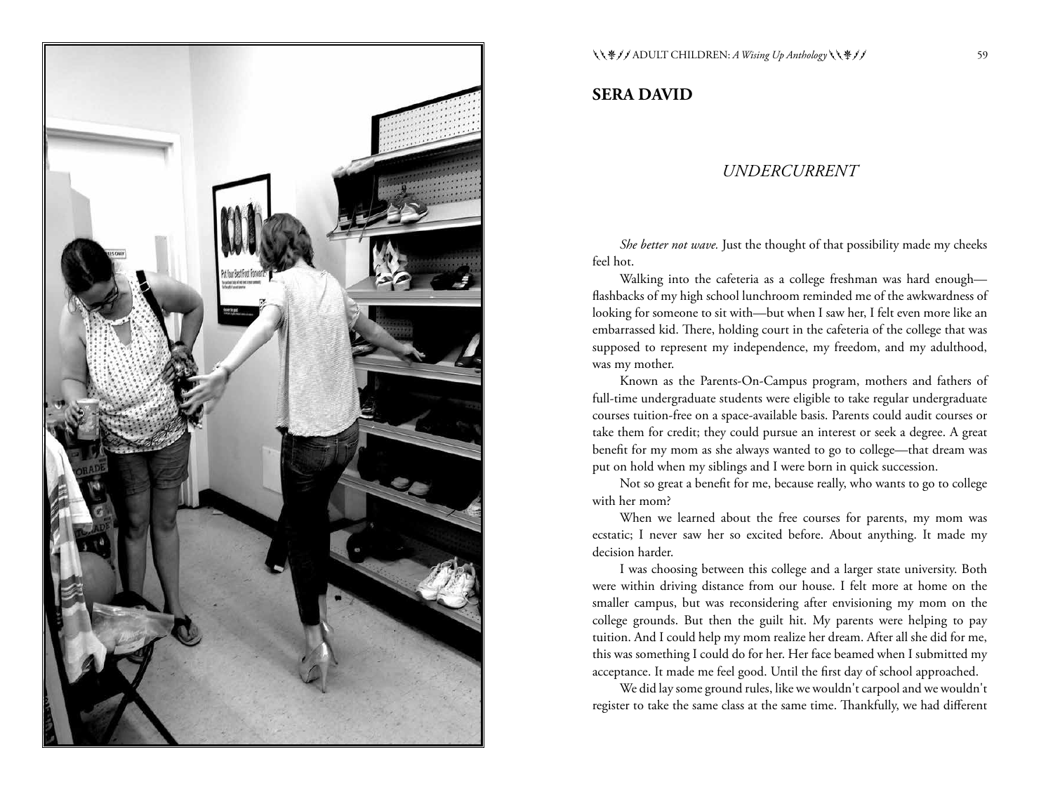## SERA DAVID

### *UNDERCURRENT*

*She better not wave.* Just the thought of that possibility made my cheeks feel hot.

Walking into the cafeteria as a college freshman was hard enough—flashbacks of my high school lunchroom reminded me of the awkwardness of looking for someone to sit with—but when I saw her, I felt even more like an embarrassed kid. There, holding court in the cafeteria of the college that was supposed to represent my independence, my freedom, and my adulthood, was my mother.

Known as the Parents-On-Campus program, mothers and fathers of full-time undergraduate students were eligible to take regular undergraduate courses tuition-free on a space-available basis. Parents could audit courses or take them for credit; they could pursue an interest or seek a degree. A great benefit for my mom as she always wanted to go to college—that dream was put on hold when my siblings and I were born in quick succession.

Not so great a benefit for me, because really, who wants to go to college with her mom?

When we learned about the free courses for parents, my mom was ecstatic; I never saw her so excited before. About anything. It made my decision harder.

I was choosing between this college and a larger state university. Both were within driving distance from our house. I felt more at home on the smaller campus, but was reconsidering after envisioning my mom on the college grounds. But then the guilt hit. My parents were helping to pay tuition. And I could help my mom realize her dream. After all she did for me, this was something I could do for her. Her face beamed when I submitted my acceptance. It made me feel good. Until the first day of school approached.

We did lay some ground rules, like we wouldn't carpool and we wouldn't register to take the same class at the same time. Thankfully, we had different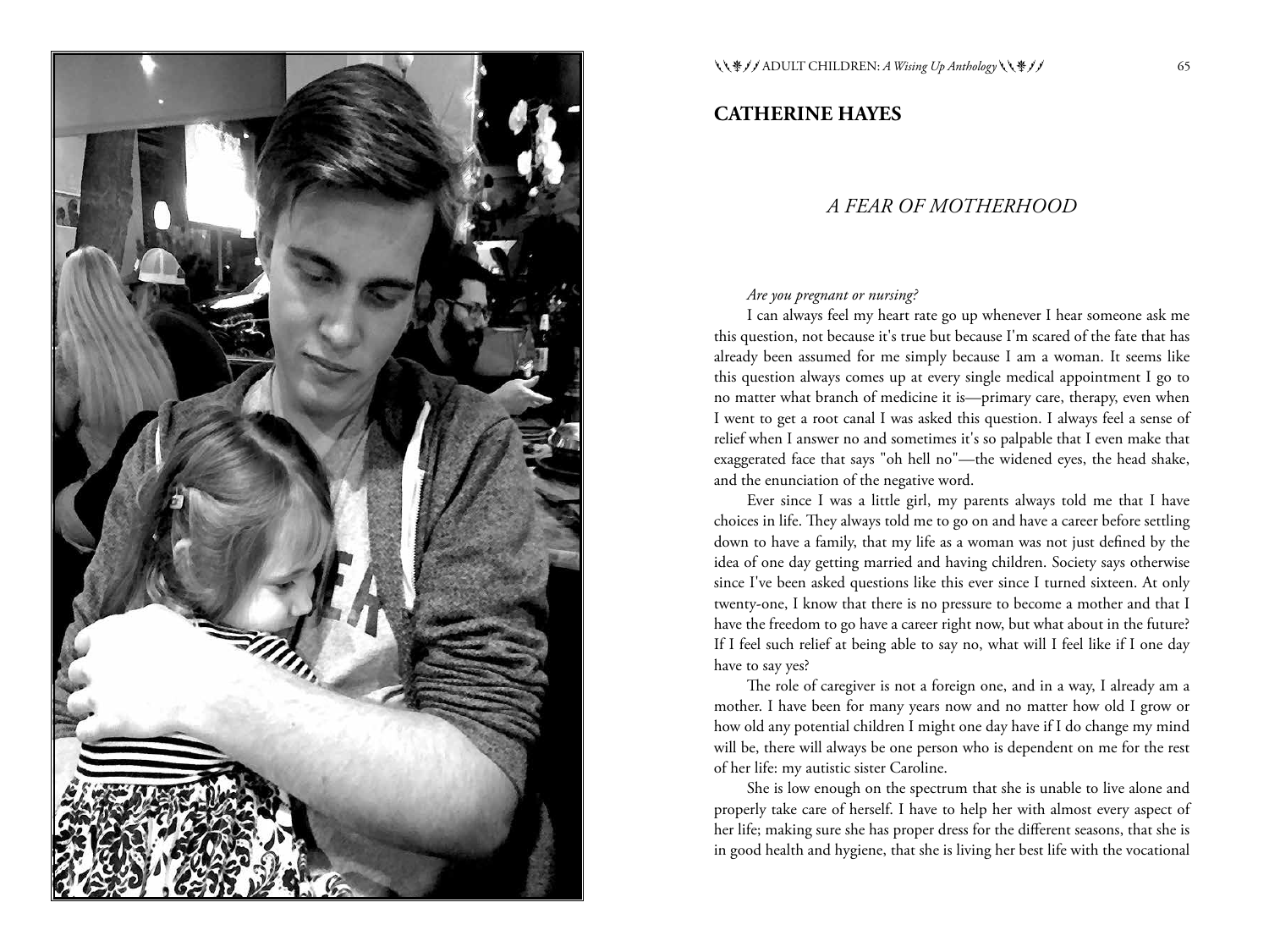## CATHERINE HAYES

### *A FEAR OF MOTHERHOOD*

*Are you pregnant or nursing?*

I can always feel my heart rate go up whenever I hear someone ask me this question, not because it's true but because I'm scared of the fate that has already been assumed for me simply because I am a woman. It seems like this question always comes up at every single medical appointment I go to no matter what branch of medicine it is—primary care, therapy, even when I went to get a root canal I was asked this question. I always feel a sense of relief when I answer no and sometimes it's so palpable that I even make that exaggerated face that says "oh hell no"—the widened eyes, the head shake, and the enunciation of the negative word.

Ever since I was a little girl, my parents always told me that I have choices in life. They always told me to go on and have a career before settling down to have a family, that my life as a woman was not just defined by the idea of one day getting married and having children. Society says otherwise since I've been asked questions like this ever since I turned sixteen. At only twenty-one, I know that there is no pressure to become a mother and that I have the freedom to go have a career right now, but what about in the future? If I feel such relief at being able to say no, what will I feel like if I one day have to say yes?

The role of caregiver is not a foreign one, and in a way, I already am a mother. I have been for many years now and no matter how old I grow or how old any potential children I might one day have if I do change my mind will be, there will always be one person who is dependent on me for the rest of her life: my autistic sister Caroline.

She is low enough on the spectrum that she is unable to live alone and properly take care of herself. I have to help her with almost every aspect of her life; making sure she has proper dress for the different seasons, that she is in good health and hygiene, that she is living her best life with the vocational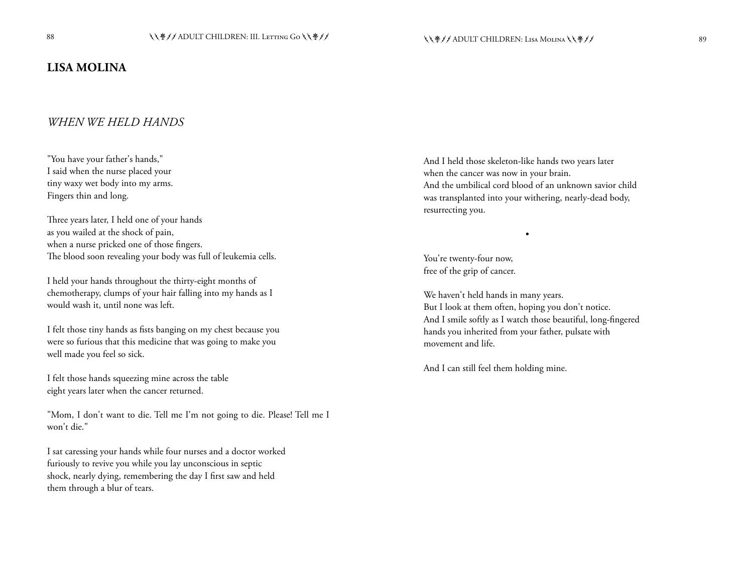## LISA MOLINA

### *WHEN WE HELD HANDS*

"You have your father's hands,"
I said when the nurse placed your
tiny waxy wet body into my arms.
Fingers thin and long.

Three years later, I held one of your hands
as you wailed at the shock of pain,
when a nurse pricked one of those fingers.
The blood soon revealing your body was full of leukemia cells.

I held your hands throughout the thirty-eight months of
chemotherapy, clumps of your hair falling into my hands as I
would wash it, until none was left.

I felt those tiny hands as fists banging on my chest because you
were so furious that this medicine that was going to make you
well made you feel so sick.

I felt those hands squeezing mine across the table
eight years later when the cancer returned.

"Mom, I don't want to die. Tell me I'm not going to die. Please! Tell me I
won't die."

I sat caressing your hands while four nurses and a doctor worked
furiously to revive you while you lay unconscious in septic
shock, nearly dying, remembering the day I first saw and held
them through a blur of tears.

And I held those skeleton-like hands two years later
when the cancer was now in your brain.
And the umbilical cord blood of an unknown savior child
was transplanted into your withering, nearly-dead body,
resurrecting you.

•

You're twenty-four now,
free of the grip of cancer.

We haven't held hands in many years.
But I look at them often, hoping you don't notice.
And I smile softly as I watch those beautiful, long-fingered
hands you inherited from your father, pulsate with
movement and life.

And I can still feel them holding mine.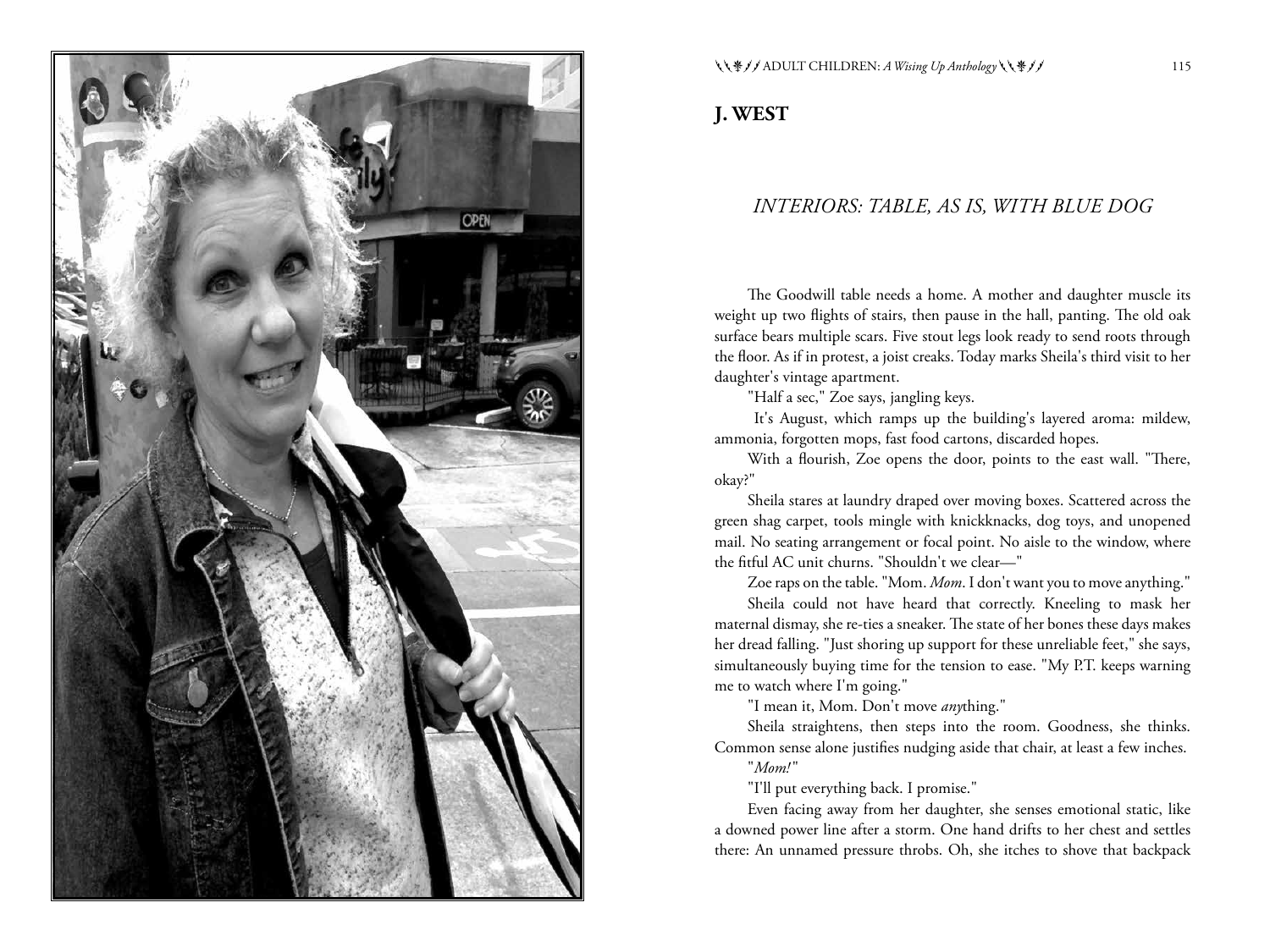## J. WEST

### *INTERIORS: TABLE, AS IS, WITH BLUE DOG*

The Goodwill table needs a home. A mother and daughter muscle its weight up two flights of stairs, then pause in the hall, panting. The old oak surface bears multiple scars. Five stout legs look ready to send roots through the floor. As if in protest, a joist creaks. Today marks Sheila's third visit to her daughter's vintage apartment.

"Half a sec," Zoe says, jangling keys.

It's August, which ramps up the building's layered aroma: mildew, ammonia, forgotten mops, fast food cartons, discarded hopes.

With a flourish, Zoe opens the door, points to the east wall. "There, okay?"

Sheila stares at laundry draped over moving boxes. Scattered across the green shag carpet, tools mingle with knickknacks, dog toys, and unopened mail. No seating arrangement or focal point. No aisle to the window, where the fitful AC unit churns. "Shouldn't we clear—"

Zoe raps on the table. "Mom. *Mom*. I don't want you to move anything."

Sheila could not have heard that correctly. Kneeling to mask her maternal dismay, she re-ties a sneaker. The state of her bones these days makes her dread falling. "Just shoring up support for these unreliable feet," she says, simultaneously buying time for the tension to ease. "My P.T. keeps warning me to watch where I'm going."

"I mean it, Mom. Don't move *any*thing."

Sheila straightens, then steps into the room. Goodness, she thinks. Common sense alone justifies nudging aside that chair, at least a few inches.

"*Mom!*"

"I'll put everything back. I promise."

Even facing away from her daughter, she senses emotional static, like a downed power line after a storm. One hand drifts to her chest and settles there: An unnamed pressure throbs. Oh, she itches to shove that backpack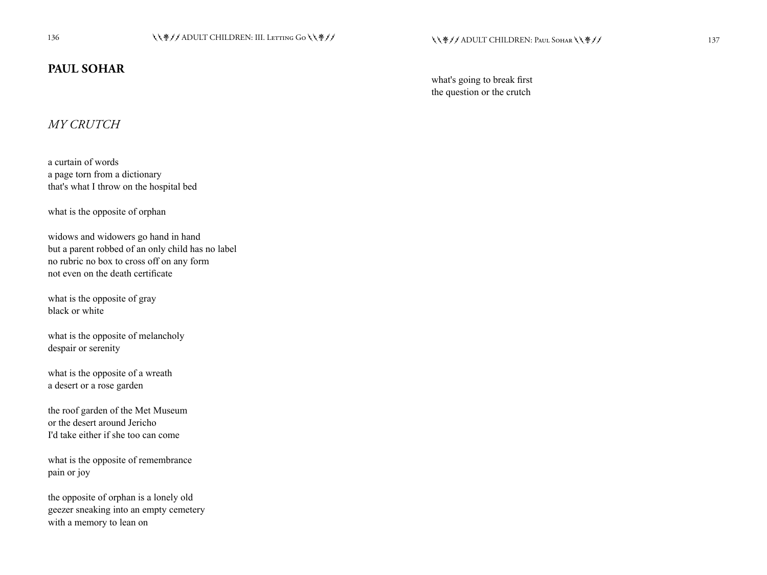## PAUL SOHAR

### *MY CRUTCH*

a curtain of words  
a page torn from a dictionary  
that's what I throw on the hospital bed

what is the opposite of orphan

widows and widowers go hand in hand  
but a parent robbed of an only child has no label  
no rubric no box to cross off on any form  
not even on the death certificate

what is the opposite of gray  
black or white

what is the opposite of melancholy  
despair or serenity

what is the opposite of a wreath  
a desert or a rose garden

the roof garden of the Met Museum  
or the desert around Jericho  
I'd take either if she too can come

what is the opposite of remembrance  
pain or joy

the opposite of orphan is a lonely old  
geezer sneaking into an empty cemetery  
with a memory to lean on

what's going to break first  
the question or the crutch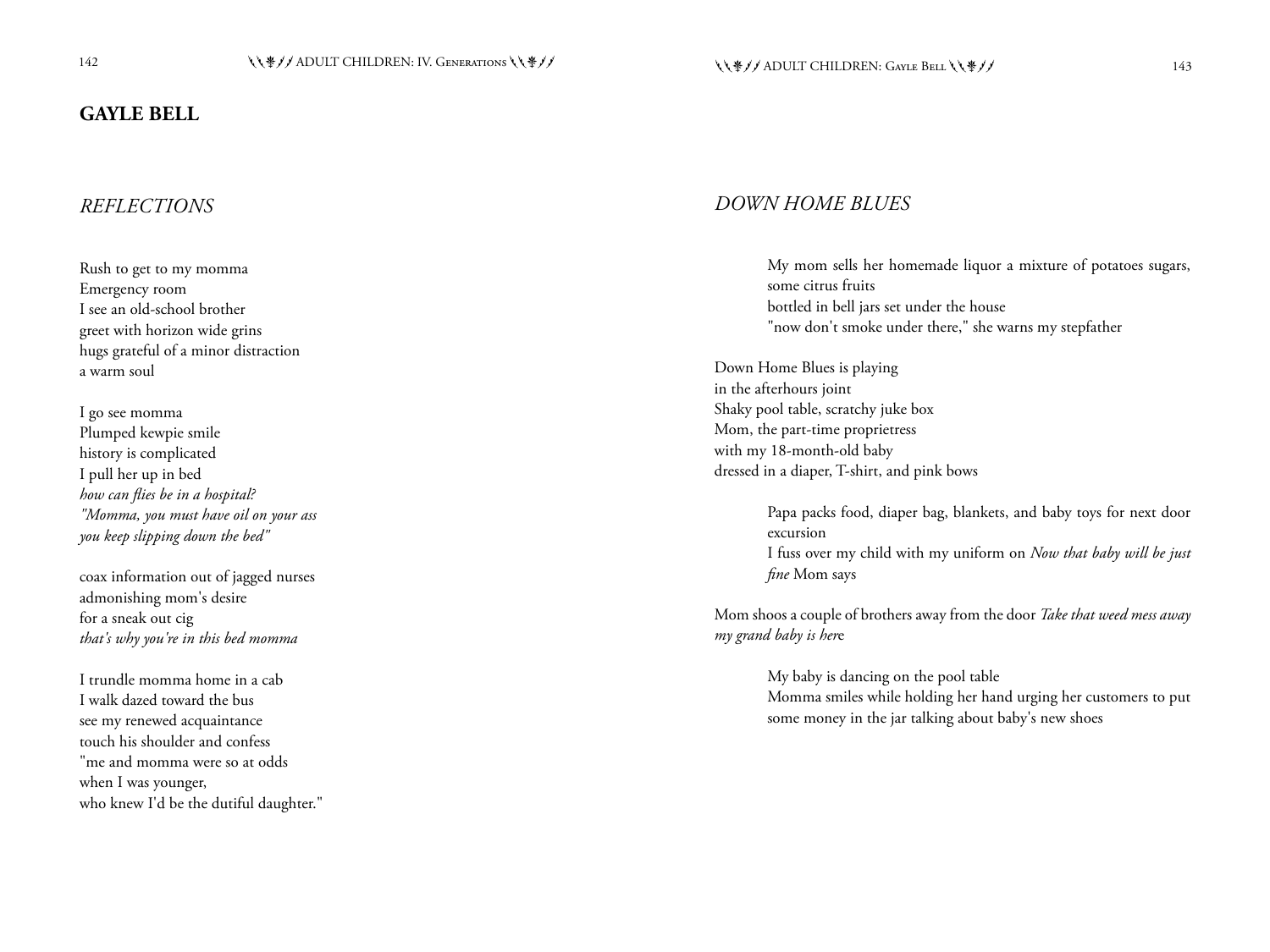## GAYLE BELL

### *REFLECTIONS*

Rush to get to my momma  
Emergency room  
I see an old-school brother  
greet with horizon wide grins  
hugs grateful of a minor distraction  
a warm soul

I go see momma  
Plumped kewpie smile  
history is complicated  
I pull her up in bed  
*how can flies be in a hospital?*  
*"Momma, you must have oil on your ass*  
*you keep slipping down the bed"*

coax information out of jagged nurses  
admonishing mom's desire  
for a sneak out cig  
*that's why you're in this bed momma*

I trundle momma home in a cab  
I walk dazed toward the bus  
see my renewed acquaintance  
touch his shoulder and confess  
"me and momma were so at odds  
when I was younger,  
who knew I'd be the dutiful daughter."

### *DOWN HOME BLUES*

My mom sells her homemade liquor a mixture of potatoes sugars, some citrus fruits  
bottled in bell jars set under the house  
"now don't smoke under there," she warns my stepfather

Down Home Blues is playing  
in the afterhours joint  
Shaky pool table, scratchy juke box  
Mom, the part-time proprietress  
with my 18-month-old baby  
dressed in a diaper, T-shirt, and pink bows

Papa packs food, diaper bag, blankets, and baby toys for next door excursion  
I fuss over my child with my uniform on *Now that baby will be just fine* Mom says

Mom shoos a couple of brothers away from the door *Take that weed mess away my grand baby is here*

My baby is dancing on the pool table  
Momma smiles while holding her hand urging her customers to put some money in the jar talking about baby's new shoes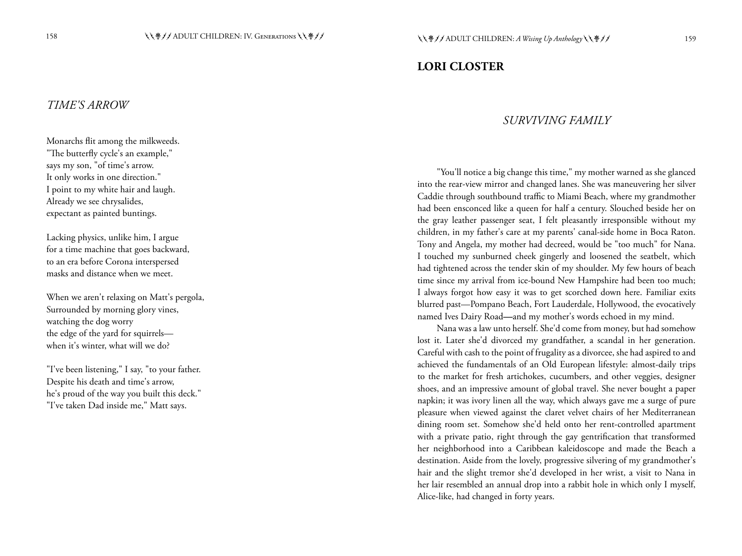## *TIME'S ARROW*

Monarchs flit among the milkweeds.
"The butterfly cycle's an example,"
says my son, "of time's arrow.
It only works in one direction."
I point to my white hair and laugh.
Already we see chrysalides,
expectant as painted buntings.

Lacking physics, unlike him, I argue
for a time machine that goes backward,
to an era before Corona interspersed
masks and distance when we meet.

When we aren't relaxing on Matt's pergola,
Surrounded by morning glory vines,
watching the dog worry
the edge of the yard for squirrels—
when it's winter, what will we do?

"I've been listening," I say, "to your father.
Despite his death and time's arrow,
he's proud of the way you built this deck."
"I've taken Dad inside me," Matt says.

# LORI CLOSTER

## *SURVIVING FAMILY*

"You'll notice a big change this time," my mother warned as she glanced into the rear-view mirror and changed lanes. She was maneuvering her silver Caddie through southbound traffic to Miami Beach, where my grandmother had been ensconced like a queen for half a century. Slouched beside her on the gray leather passenger seat, I felt pleasantly irresponsible without my children, in my father's care at my parents' canal-side home in Boca Raton. Tony and Angela, my mother had decreed, would be "too much" for Nana. I touched my sunburned cheek gingerly and loosened the seatbelt, which had tightened across the tender skin of my shoulder. My few hours of beach time since my arrival from ice-bound New Hampshire had been too much; I always forgot how easy it was to get scorched down here. Familiar exits blurred past—Pompano Beach, Fort Lauderdale, Hollywood, the evocatively named Ives Dairy Road—and my mother's words echoed in my mind.

Nana was a law unto herself. She'd come from money, but had somehow lost it. Later she'd divorced my grandfather, a scandal in her generation. Careful with cash to the point of frugality as a divorcee, she had aspired to and achieved the fundamentals of an Old European lifestyle: almost-daily trips to the market for fresh artichokes, cucumbers, and other veggies, designer shoes, and an impressive amount of global travel. She never bought a paper napkin; it was ivory linen all the way, which always gave me a surge of pure pleasure when viewed against the claret velvet chairs of her Mediterranean dining room set. Somehow she'd held onto her rent-controlled apartment with a private patio, right through the gay gentrification that transformed her neighborhood into a Caribbean kaleidoscope and made the Beach a destination. Aside from the lovely, progressive silvering of my grandmother's hair and the slight tremor she'd developed in her wrist, a visit to Nana in her lair resembled an annual drop into a rabbit hole in which only I myself, Alice-like, had changed in forty years.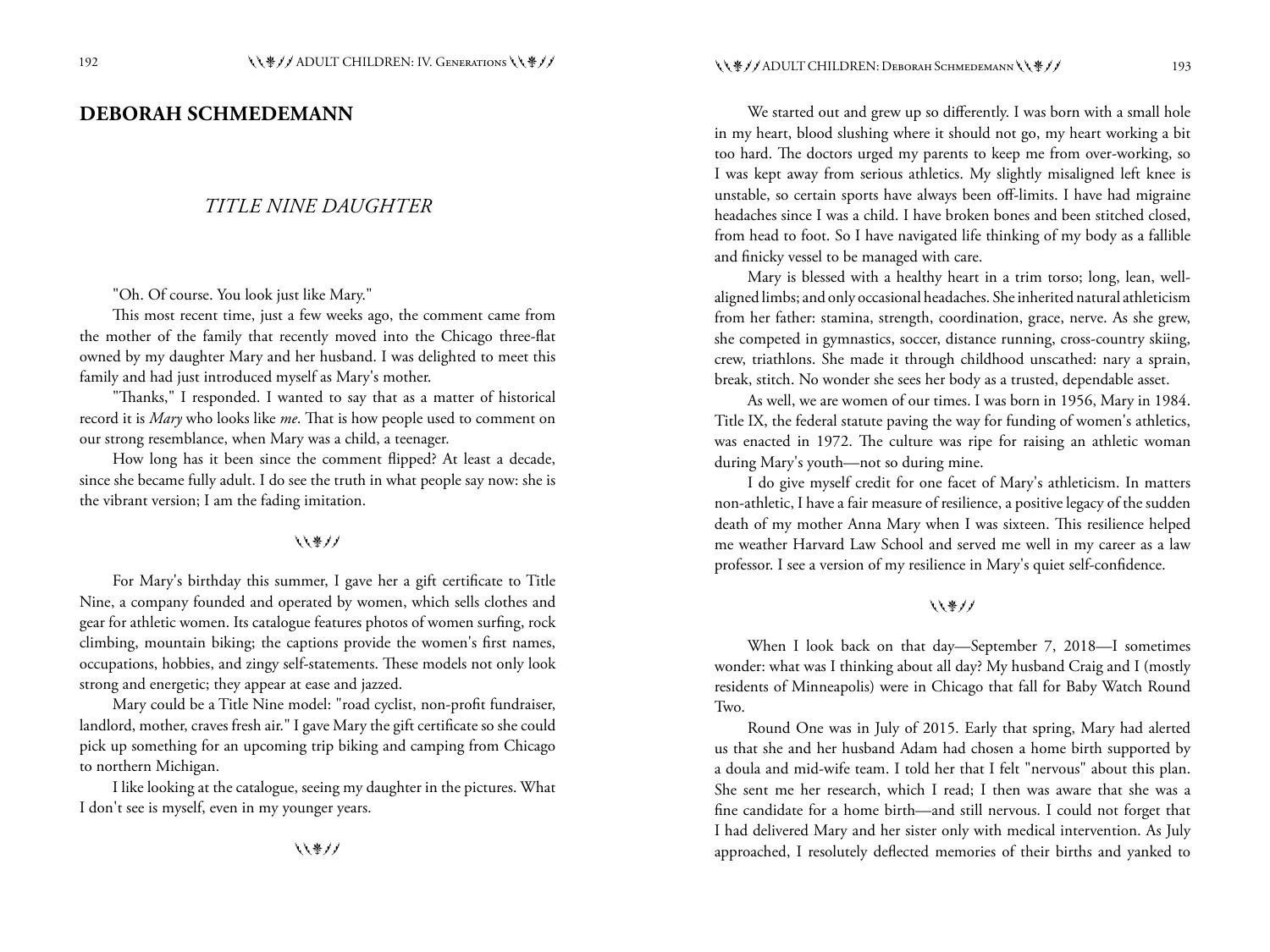## DEBORAH SCHMEDEMANN

### *TITLE NINE DAUGHTER*

"Oh. Of course. You look just like Mary."

This most recent time, just a few weeks ago, the comment came from the mother of the family that recently moved into the Chicago three-flat owned by my daughter Mary and her husband. I was delighted to meet this family and had just introduced myself as Mary's mother.

"Thanks," I responded. I wanted to say that as a matter of historical record it is *Mary* who looks like *me*. That is how people used to comment on our strong resemblance, when Mary was a child, a teenager.

How long has it been since the comment flipped? At least a decade, since she became fully adult. I do see the truth in what people say now: she is the vibrant version; I am the fading imitation.

For Mary's birthday this summer, I gave her a gift certificate to Title Nine, a company founded and operated by women, which sells clothes and gear for athletic women. Its catalogue features photos of women surfing, rock climbing, mountain biking; the captions provide the women's first names, occupations, hobbies, and zingy self-statements. These models not only look strong and energetic; they appear at ease and jazzed.

Mary could be a Title Nine model: "road cyclist, non-profit fundraiser, landlord, mother, craves fresh air." I gave Mary the gift certificate so she could pick up something for an upcoming trip biking and camping from Chicago to northern Michigan.

I like looking at the catalogue, seeing my daughter in the pictures. What I don't see is myself, even in my younger years.

We started out and grew up so differently. I was born with a small hole in my heart, blood slushing where it should not go, my heart working a bit too hard. The doctors urged my parents to keep me from over-working, so I was kept away from serious athletics. My slightly misaligned left knee is unstable, so certain sports have always been off-limits. I have had migraine headaches since I was a child. I have broken bones and been stitched closed, from head to foot. So I have navigated life thinking of my body as a fallible and finicky vessel to be managed with care.

Mary is blessed with a healthy heart in a trim torso; long, lean, well-aligned limbs; and only occasional headaches. She inherited natural athleticism from her father: stamina, strength, coordination, grace, nerve. As she grew, she competed in gymnastics, soccer, distance running, cross-country skiing, crew, triathlons. She made it through childhood unscathed: nary a sprain, break, stitch. No wonder she sees her body as a trusted, dependable asset.

As well, we are women of our times. I was born in 1956, Mary in 1984. Title IX, the federal statute paving the way for funding of women's athletics, was enacted in 1972. The culture was ripe for raising an athletic woman during Mary's youth—not so during mine.

I do give myself credit for one facet of Mary's athleticism. In matters non-athletic, I have a fair measure of resilience, a positive legacy of the sudden death of my mother Anna Mary when I was sixteen. This resilience helped me weather Harvard Law School and served me well in my career as a law professor. I see a version of my resilience in Mary's quiet self-confidence.

When I look back on that day—September 7, 2018—I sometimes wonder: what was I thinking about all day? My husband Craig and I (mostly residents of Minneapolis) were in Chicago that fall for Baby Watch Round Two.

Round One was in July of 2015. Early that spring, Mary had alerted us that she and her husband Adam had chosen a home birth supported by a doula and mid-wife team. I told her that I felt "nervous" about this plan. She sent me her research, which I read; I then was aware that she was a fine candidate for a home birth—and still nervous. I could not forget that I had delivered Mary and her sister only with medical intervention. As July approached, I resolutely deflected memories of their births and yanked to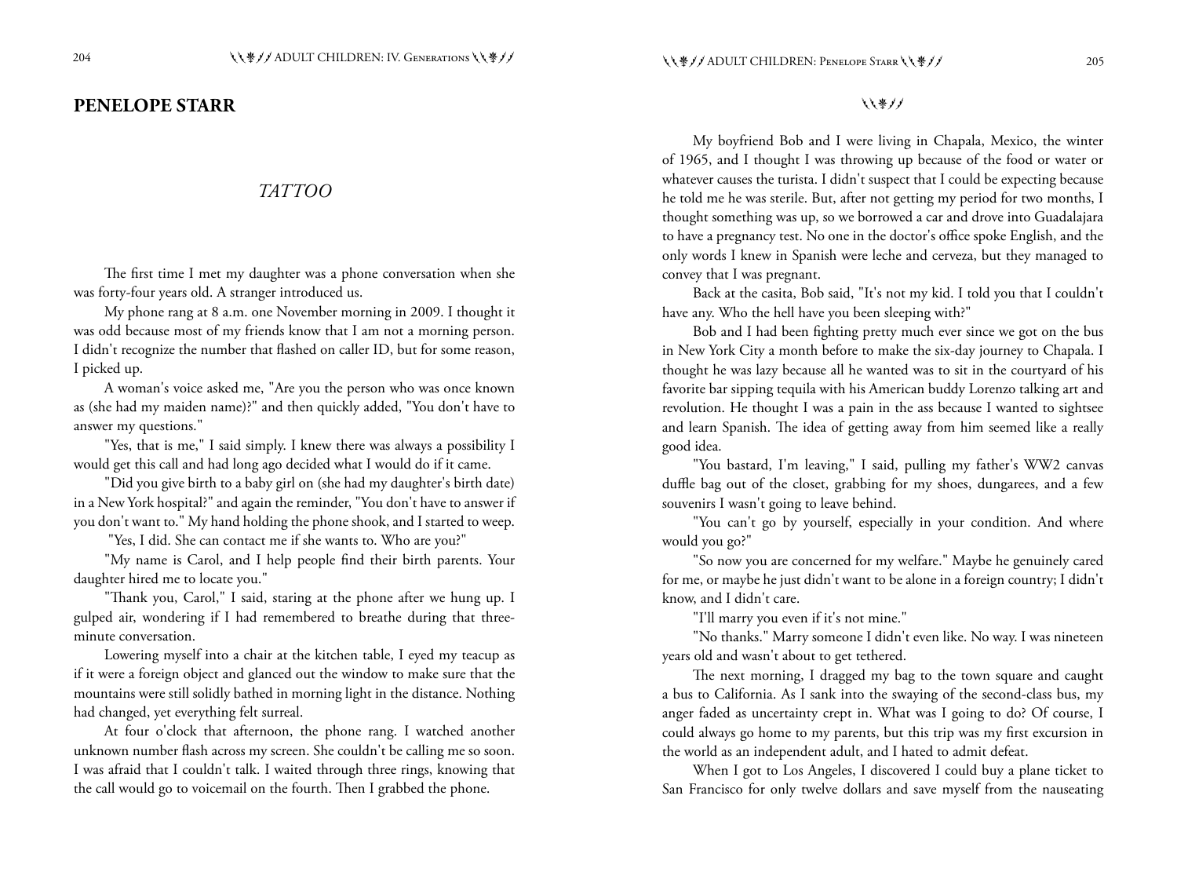## PENELOPE STARR

### *TATTOO*

The first time I met my daughter was a phone conversation when she was forty-four years old. A stranger introduced us.

My phone rang at 8 a.m. one November morning in 2009. I thought it was odd because most of my friends know that I am not a morning person. I didn't recognize the number that flashed on caller ID, but for some reason, I picked up.

A woman's voice asked me, "Are you the person who was once known as (she had my maiden name)?" and then quickly added, "You don't have to answer my questions."

"Yes, that is me," I said simply. I knew there was always a possibility I would get this call and had long ago decided what I would do if it came.

"Did you give birth to a baby girl on (she had my daughter's birth date) in a New York hospital?" and again the reminder, "You don't have to answer if you don't want to." My hand holding the phone shook, and I started to weep.

"Yes, I did. She can contact me if she wants to. Who are you?"

"My name is Carol, and I help people find their birth parents. Your daughter hired me to locate you."

"Thank you, Carol," I said, staring at the phone after we hung up. I gulped air, wondering if I had remembered to breathe during that three-minute conversation.

Lowering myself into a chair at the kitchen table, I eyed my teacup as if it were a foreign object and glanced out the window to make sure that the mountains were still solidly bathed in morning light in the distance. Nothing had changed, yet everything felt surreal.

At four o'clock that afternoon, the phone rang. I watched another unknown number flash across my screen. She couldn't be calling me so soon. I was afraid that I couldn't talk. I waited through three rings, knowing that the call would go to voicemail on the fourth. Then I grabbed the phone.

---

My boyfriend Bob and I were living in Chapala, Mexico, the winter of 1965, and I thought I was throwing up because of the food or water or whatever causes the turista. I didn't suspect that I could be expecting because he told me he was sterile. But, after not getting my period for two months, I thought something was up, so we borrowed a car and drove into Guadalajara to have a pregnancy test. No one in the doctor's office spoke English, and the only words I knew in Spanish were leche and cerveza, but they managed to convey that I was pregnant.

Back at the casita, Bob said, "It's not my kid. I told you that I couldn't have any. Who the hell have you been sleeping with?"

Bob and I had been fighting pretty much ever since we got on the bus in New York City a month before to make the six-day journey to Chapala. I thought he was lazy because all he wanted was to sit in the courtyard of his favorite bar sipping tequila with his American buddy Lorenzo talking art and revolution. He thought I was a pain in the ass because I wanted to sightsee and learn Spanish. The idea of getting away from him seemed like a really good idea.

"You bastard, I'm leaving," I said, pulling my father's WW2 canvas duffle bag out of the closet, grabbing for my shoes, dungarees, and a few souvenirs I wasn't going to leave behind.

"You can't go by yourself, especially in your condition. And where would you go?"

"So now you are concerned for my welfare." Maybe he genuinely cared for me, or maybe he just didn't want to be alone in a foreign country; I didn't know, and I didn't care.

"I'll marry you even if it's not mine."

"No thanks." Marry someone I didn't even like. No way. I was nineteen years old and wasn't about to get tethered.

The next morning, I dragged my bag to the town square and caught a bus to California. As I sank into the swaying of the second-class bus, my anger faded as uncertainty crept in. What was I going to do? Of course, I could always go home to my parents, but this trip was my first excursion in the world as an independent adult, and I hated to admit defeat.

When I got to Los Angeles, I discovered I could buy a plane ticket to San Francisco for only twelve dollars and save myself from the nauseating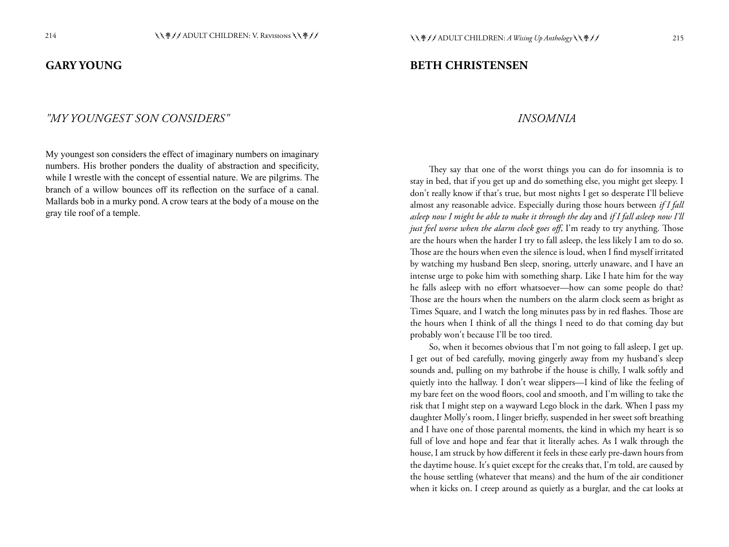## GARY YOUNG

### *"MY YOUNGEST SON CONSIDERS"*

My youngest son considers the effect of imaginary numbers on imaginary numbers. His brother ponders the duality of abstraction and specificity, while I wrestle with the concept of essential nature. We are pilgrims. The branch of a willow bounces off its reflection on the surface of a canal. Mallards bob in a murky pond. A crow tears at the body of a mouse on the gray tile roof of a temple.

## BETH CHRISTENSEN

### *INSOMNIA*

They say that one of the worst things you can do for insomnia is to stay in bed, that if you get up and do something else, you might get sleepy. I don't really know if that's true, but most nights I get so desperate I'll believe almost any reasonable advice. Especially during those hours between *if I fall asleep now I might be able to make it through the day* and *if I fall asleep now I'll just feel worse when the alarm clock goes off*, I'm ready to try anything. Those are the hours when the harder I try to fall asleep, the less likely I am to do so. Those are the hours when even the silence is loud, when I find myself irritated by watching my husband Ben sleep, snoring, utterly unaware, and I have an intense urge to poke him with something sharp. Like I hate him for the way he falls asleep with no effort whatsoever—how can some people do that? Those are the hours when the numbers on the alarm clock seem as bright as Times Square, and I watch the long minutes pass by in red flashes. Those are the hours when I think of all the things I need to do that coming day but probably won't because I'll be too tired.

So, when it becomes obvious that I'm not going to fall asleep, I get up. I get out of bed carefully, moving gingerly away from my husband's sleep sounds and, pulling on my bathrobe if the house is chilly, I walk softly and quietly into the hallway. I don't wear slippers—I kind of like the feeling of my bare feet on the wood floors, cool and smooth, and I'm willing to take the risk that I might step on a wayward Lego block in the dark. When I pass my daughter Molly's room, I linger briefly, suspended in her sweet soft breathing and I have one of those parental moments, the kind in which my heart is so full of love and hope and fear that it literally aches. As I walk through the house, I am struck by how different it feels in these early pre-dawn hours from the daytime house. It's quiet except for the creaks that, I'm told, are caused by the house settling (whatever that means) and the hum of the air conditioner when it kicks on. I creep around as quietly as a burglar, and the cat looks at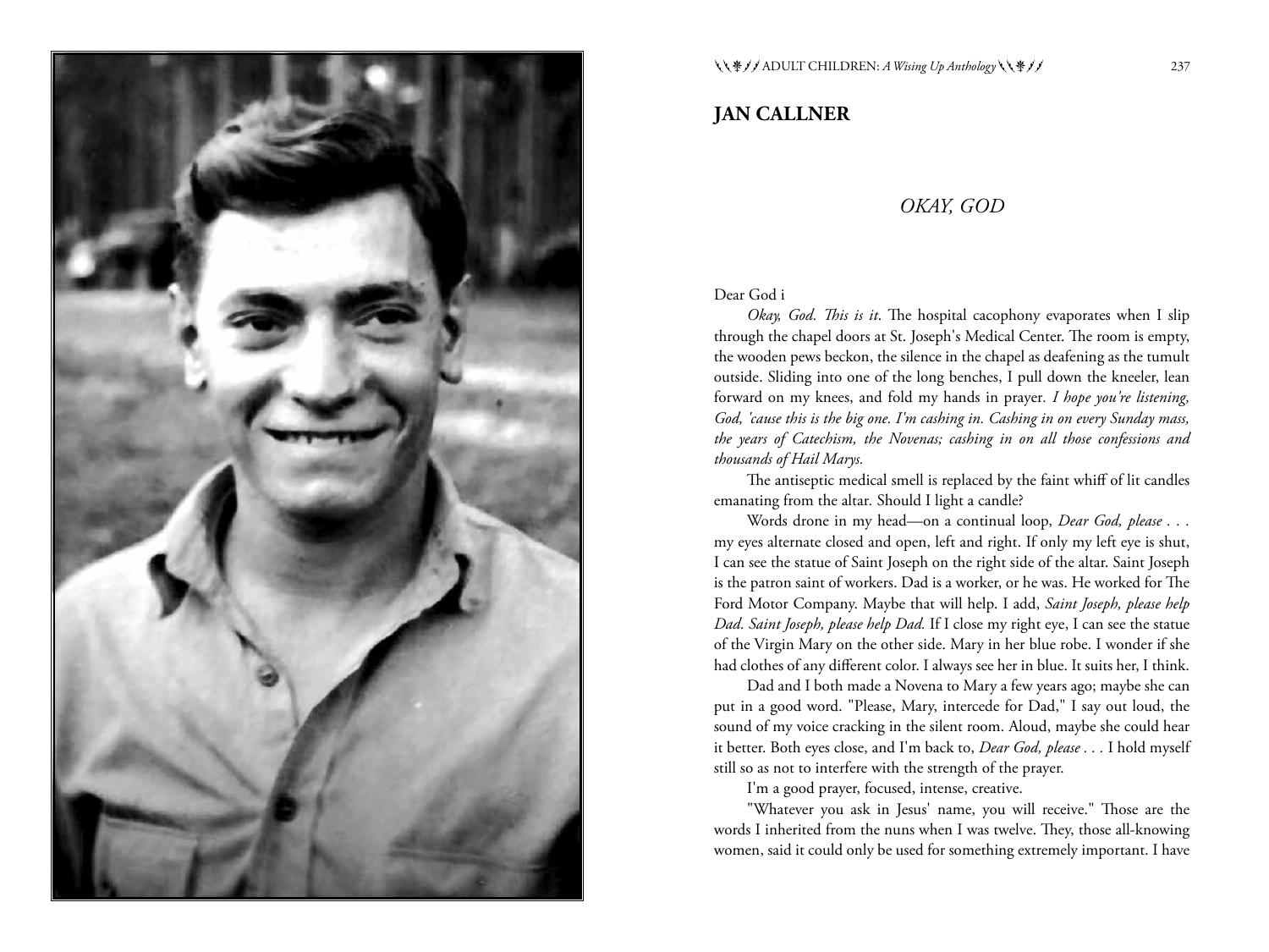## JAN CALLNER

### *OKAY, GOD*

Dear God i

*Okay, God. This is it*. The hospital cacophony evaporates when I slip through the chapel doors at St. Joseph's Medical Center. The room is empty, the wooden pews beckon, the silence in the chapel as deafening as the tumult outside. Sliding into one of the long benches, I pull down the kneeler, lean forward on my knees, and fold my hands in prayer. *I hope you're listening, God, 'cause this is the big one. I'm cashing in. Cashing in on every Sunday mass, the years of Catechism, the Novenas; cashing in on all those confessions and thousands of Hail Marys.*

The antiseptic medical smell is replaced by the faint whiff of lit candles emanating from the altar. Should I light a candle?

Words drone in my head—on a continual loop, *Dear God, please . . .* my eyes alternate closed and open, left and right. If only my left eye is shut, I can see the statue of Saint Joseph on the right side of the altar. Saint Joseph is the patron saint of workers. Dad is a worker, or he was. He worked for The Ford Motor Company. Maybe that will help. I add, *Saint Joseph, please help Dad. Saint Joseph, please help Dad.* If I close my right eye, I can see the statue of the Virgin Mary on the other side. Mary in her blue robe. I wonder if she had clothes of any different color. I always see her in blue. It suits her, I think.

Dad and I both made a Novena to Mary a few years ago; maybe she can put in a good word. "Please, Mary, intercede for Dad," I say out loud, the sound of my voice cracking in the silent room. Aloud, maybe she could hear it better. Both eyes close, and I'm back to, *Dear God, please . . .* I hold myself still so as not to interfere with the strength of the prayer.

I'm a good prayer, focused, intense, creative.

"Whatever you ask in Jesus' name, you will receive." Those are the words I inherited from the nuns when I was twelve. They, those all-knowing women, said it could only be used for something extremely important. I have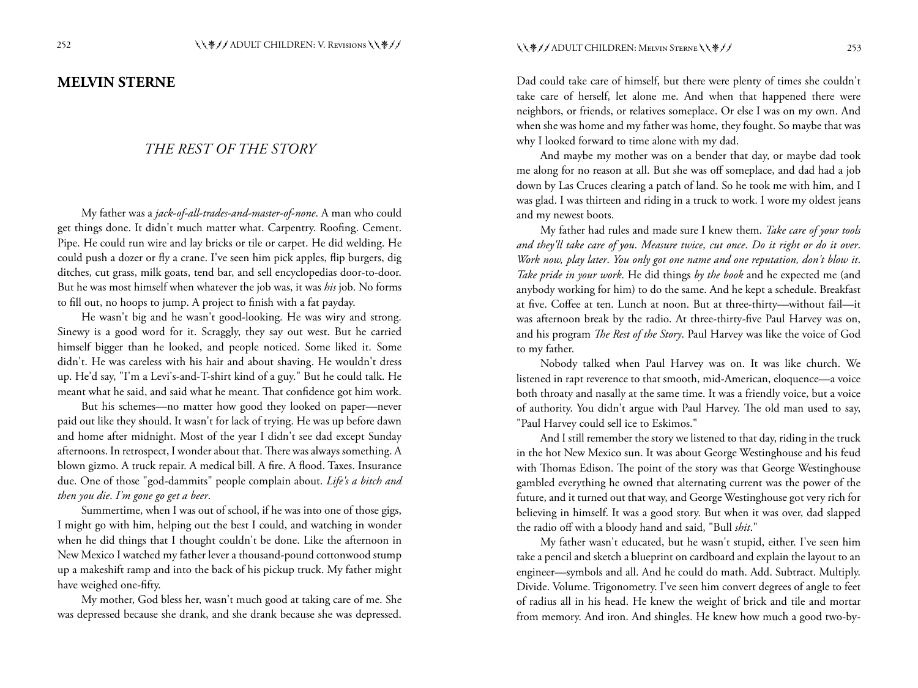## MELVIN STERNE

### *THE REST OF THE STORY*

My father was a *jack-of-all-trades-and-master-of-none*. A man who could get things done. It didn't much matter what. Carpentry. Roofing. Cement. Pipe. He could run wire and lay bricks or tile or carpet. He did welding. He could push a dozer or fly a crane. I've seen him pick apples, flip burgers, dig ditches, cut grass, milk goats, tend bar, and sell encyclopedias door-to-door. But he was most himself when whatever the job was, it was *his* job. No forms to fill out, no hoops to jump. A project to finish with a fat payday.

He wasn't big and he wasn't good-looking. He was wiry and strong. Sinewy is a good word for it. Scraggly, they say out west. But he carried himself bigger than he looked, and people noticed. Some liked it. Some didn't. He was careless with his hair and about shaving. He wouldn't dress up. He'd say, "I'm a Levi's-and-T-shirt kind of a guy." But he could talk. He meant what he said, and said what he meant. That confidence got him work.

But his schemes—no matter how good they looked on paper—never paid out like they should. It wasn't for lack of trying. He was up before dawn and home after midnight. Most of the year I didn't see dad except Sunday afternoons. In retrospect, I wonder about that. There was always something. A blown gizmo. A truck repair. A medical bill. A fire. A flood. Taxes. Insurance due. One of those "god-dammits" people complain about. *Life's a bitch and then you die. I'm gone go get a beer.*

Summertime, when I was out of school, if he was into one of those gigs, I might go with him, helping out the best I could, and watching in wonder when he did things that I thought couldn't be done. Like the afternoon in New Mexico I watched my father lever a thousand-pound cottonwood stump up a makeshift ramp and into the back of his pickup truck. My father might have weighed one-fifty.

My mother, God bless her, wasn't much good at taking care of me. She was depressed because she drank, and she drank because she was depressed. Dad could take care of himself, but there were plenty of times she couldn't take care of herself, let alone me. And when that happened there were neighbors, or friends, or relatives someplace. Or else I was on my own. And when she was home and my father was home, they fought. So maybe that was why I looked forward to time alone with my dad.

And maybe my mother was on a bender that day, or maybe dad took me along for no reason at all. But she was off someplace, and dad had a job down by Las Cruces clearing a patch of land. So he took me with him, and I was glad. I was thirteen and riding in a truck to work. I wore my oldest jeans and my newest boots.

My father had rules and made sure I knew them. *Take care of your tools and they'll take care of you. Measure twice, cut once. Do it right or do it over. Work now, play later. You only got one name and one reputation, don't blow it. Take pride in your work.* He did things *by the book* and he expected me (and anybody working for him) to do the same. And he kept a schedule. Breakfast at five. Coffee at ten. Lunch at noon. But at three-thirty—without fail—it was afternoon break by the radio. At three-thirty-five Paul Harvey was on, and his program *The Rest of the Story*. Paul Harvey was like the voice of God to my father.

Nobody talked when Paul Harvey was on. It was like church. We listened in rapt reverence to that smooth, mid-American, eloquence—a voice both throaty and nasally at the same time. It was a friendly voice, but a voice of authority. You didn't argue with Paul Harvey. The old man used to say, "Paul Harvey could sell ice to Eskimos."

And I still remember the story we listened to that day, riding in the truck in the hot New Mexico sun. It was about George Westinghouse and his feud with Thomas Edison. The point of the story was that George Westinghouse gambled everything he owned that alternating current was the power of the future, and it turned out that way, and George Westinghouse got very rich for believing in himself. It was a good story. But when it was over, dad slapped the radio off with a bloody hand and said, "Bull *shit*."

My father wasn't educated, but he wasn't stupid, either. I've seen him take a pencil and sketch a blueprint on cardboard and explain the layout to an engineer—symbols and all. And he could do math. Add. Subtract. Multiply. Divide. Volume. Trigonometry. I've seen him convert degrees of angle to feet of radius all in his head. He knew the weight of brick and tile and mortar from memory. And iron. And shingles. He knew how much a good two-by-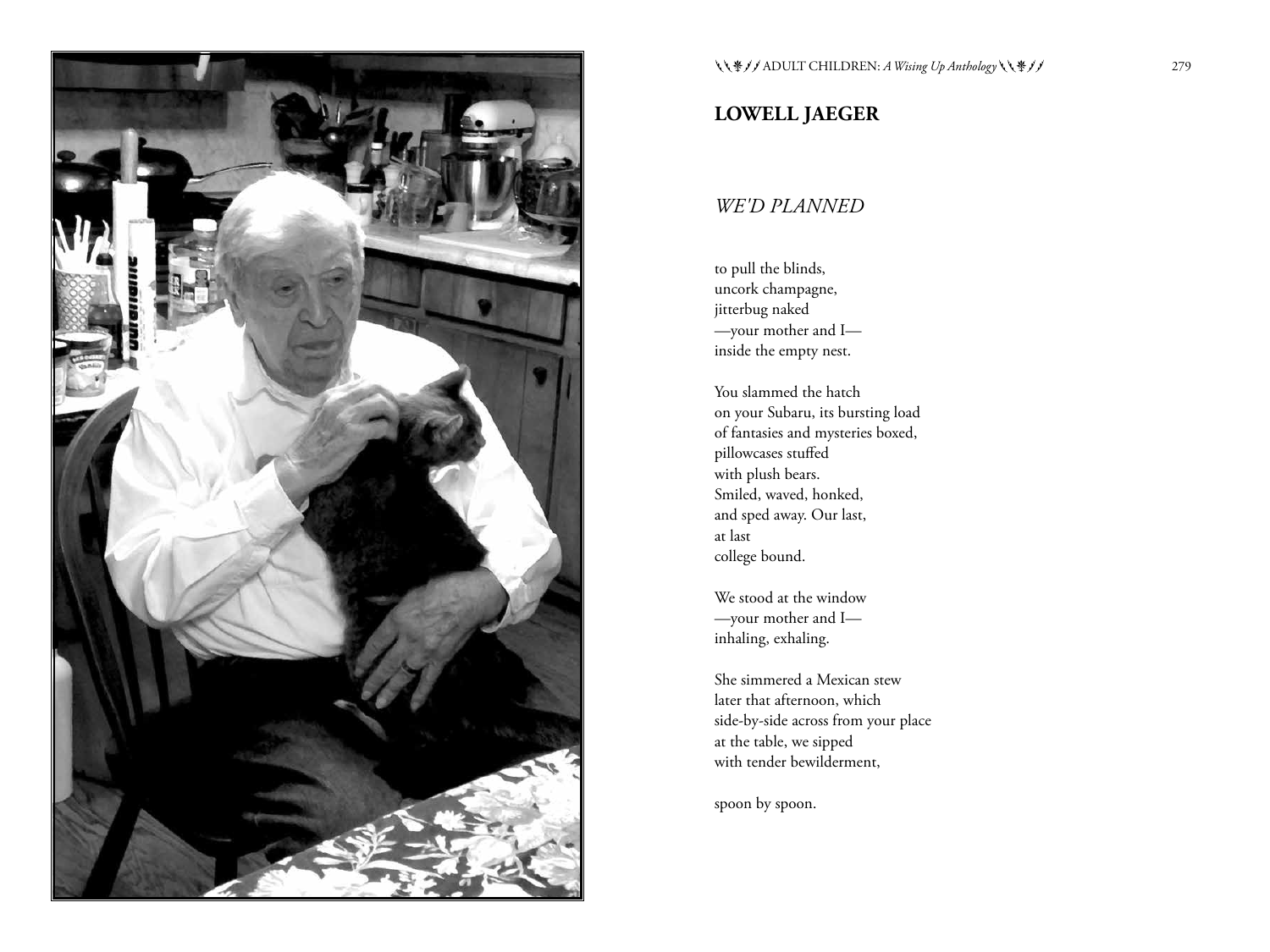## LOWELL JAEGER

### *WE'D PLANNED*

to pull the blinds,
uncork champagne,
jitterbug naked
—your mother and I—
inside the empty nest.

You slammed the hatch
on your Subaru, its bursting load
of fantasies and mysteries boxed,
pillowcases stuffed
with plush bears.
Smiled, waved, honked,
and sped away. Our last,
at last
college bound.

We stood at the window
—your mother and I—
inhaling, exhaling.

She simmered a Mexican stew
later that afternoon, which
side-by-side across from your place
at the table, we sipped
with tender bewilderment,

spoon by spoon.